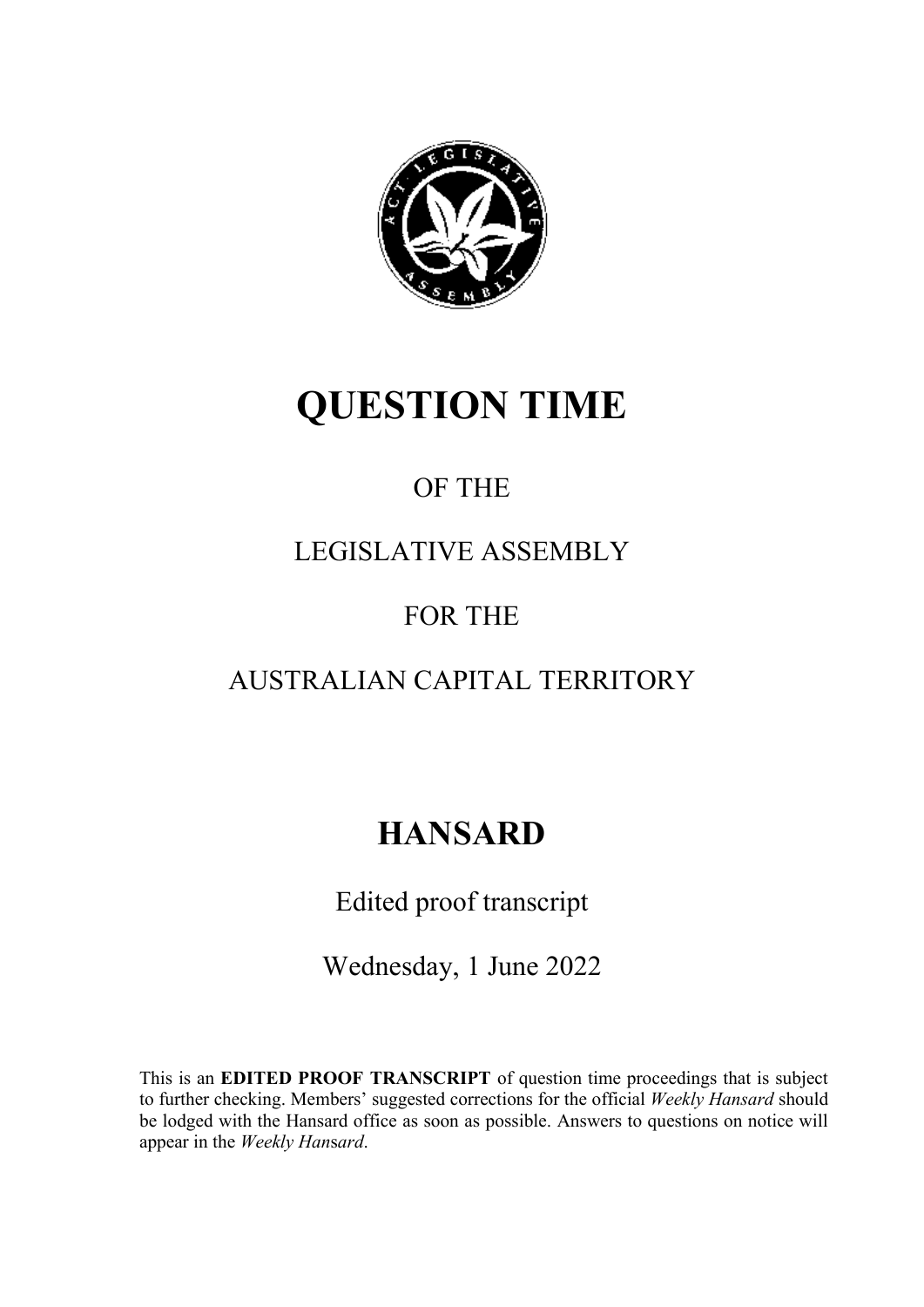# QUESTION TIME

OF THE

LEGISLATIVE ASSEMBLY

FOR THE

AUSTRALIAN CAPITAL TERRITORY

## HANSARD

Edited proof transcript

Wednesday, 1 June 2022

This is an **EDITED PROOF TRANSCRIPT** of question time proceedings that is subject to further checking. Members' suggested corrections for the official *Weekly Hansard* should be lodged with the Hansard office as soon as possible. Answers to questions on notice will appear in the *Weekly Hansard*.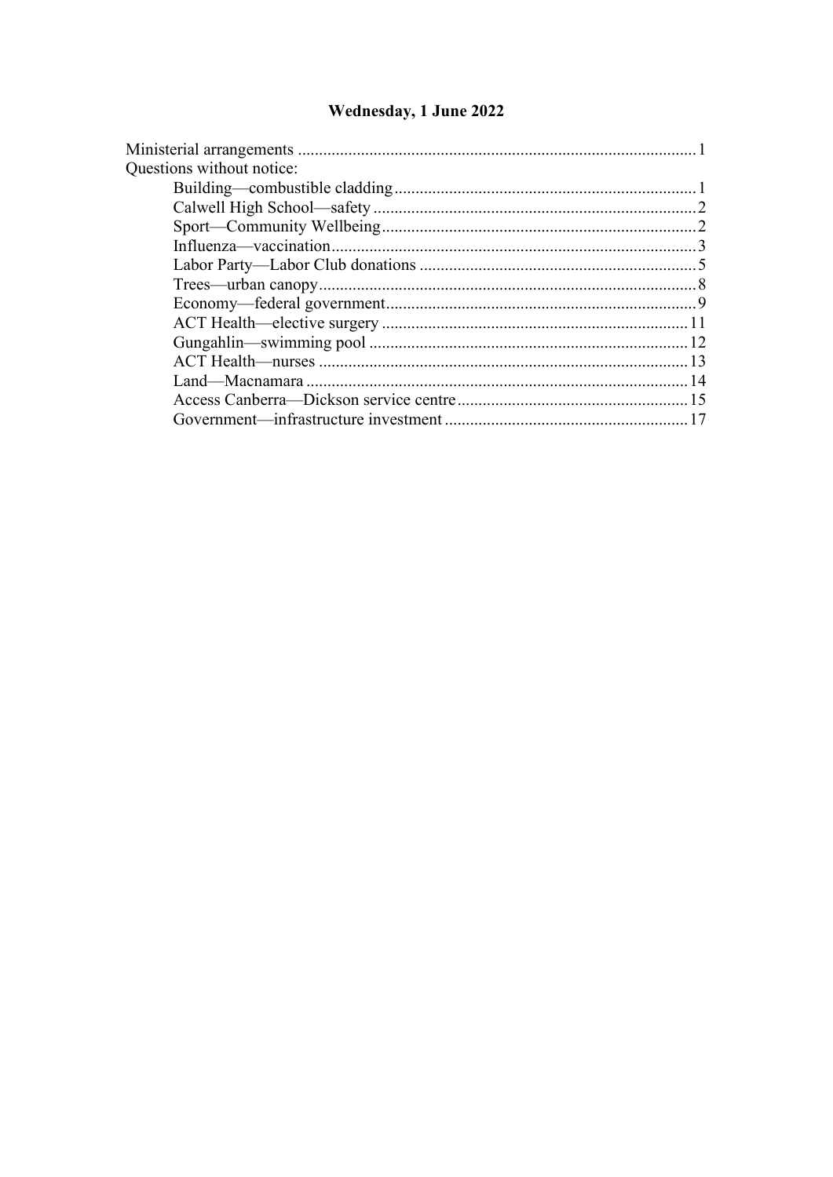## Wednesday, 1 June 2022

Ministerial arrangements .............................................................................................. 1

Questions without notice:

- Building—combustible cladding ....................................................................... 1
- Calwell High School—safety ............................................................................ 2
- Sport—Community Wellbeing .......................................................................... 2
- Influenza—vaccination ..................................................................................... 3
- Labor Party—Labor Club donations ................................................................. 5
- Trees—urban canopy ........................................................................................ 8
- Economy—federal government ......................................................................... 9
- ACT Health—elective surgery ......................................................................... 11
- Gungahlin—swimming pool ........................................................................... 12
- ACT Health—nurses ....................................................................................... 13
- Land—Macnamara .......................................................................................... 14
- Access Canberra—Dickson service centre ....................................................... 15
- Government—infrastructure investment ......................................................... 17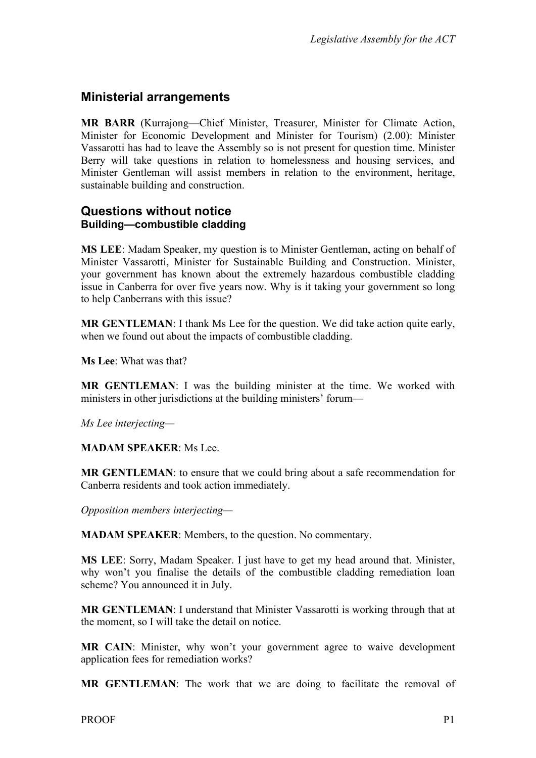## Ministerial arrangements

**MR BARR** (Kurrajong—Chief Minister, Treasurer, Minister for Climate Action, Minister for Economic Development and Minister for Tourism) (2.00): Minister Vassarotti has had to leave the Assembly so is not present for question time. Minister Berry will take questions in relation to homelessness and housing services, and Minister Gentleman will assist members in relation to the environment, heritage, sustainable building and construction.

## Questions without notice
### Building—combustible cladding

**MS LEE**: Madam Speaker, my question is to Minister Gentleman, acting on behalf of Minister Vassarotti, Minister for Sustainable Building and Construction. Minister, your government has known about the extremely hazardous combustible cladding issue in Canberra for over five years now. Why is it taking your government so long to help Canberrans with this issue?

**MR GENTLEMAN**: I thank Ms Lee for the question. We did take action quite early, when we found out about the impacts of combustible cladding.

**Ms Lee**: What was that?

**MR GENTLEMAN**: I was the building minister at the time. We worked with ministers in other jurisdictions at the building ministers' forum—

*Ms Lee interjecting*—

**MADAM SPEAKER**: Ms Lee.

**MR GENTLEMAN**: to ensure that we could bring about a safe recommendation for Canberra residents and took action immediately.

*Opposition members interjecting*—

**MADAM SPEAKER**: Members, to the question. No commentary.

**MS LEE**: Sorry, Madam Speaker. I just have to get my head around that. Minister, why won't you finalise the details of the combustible cladding remediation loan scheme? You announced it in July.

**MR GENTLEMAN**: I understand that Minister Vassarotti is working through that at the moment, so I will take the detail on notice.

**MR CAIN**: Minister, why won't your government agree to waive development application fees for remediation works?

**MR GENTLEMAN**: The work that we are doing to facilitate the removal of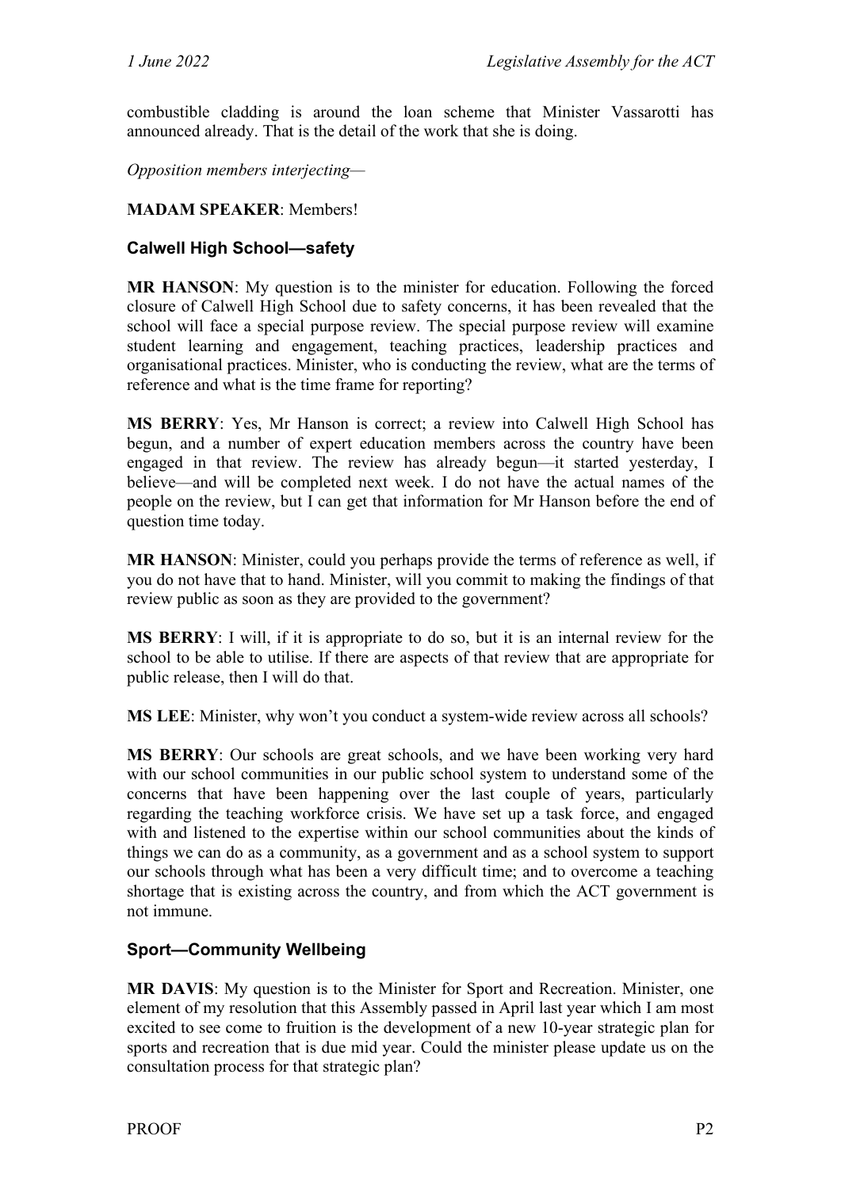combustible cladding is around the loan scheme that Minister Vassarotti has announced already. That is the detail of the work that she is doing.

*Opposition members interjecting—*

**MADAM SPEAKER**: Members!

### Calwell High School—safety

**MR HANSON**: My question is to the minister for education. Following the forced closure of Calwell High School due to safety concerns, it has been revealed that the school will face a special purpose review. The special purpose review will examine student learning and engagement, teaching practices, leadership practices and organisational practices. Minister, who is conducting the review, what are the terms of reference and what is the time frame for reporting?

**MS BERRY**: Yes, Mr Hanson is correct; a review into Calwell High School has begun, and a number of expert education members across the country have been engaged in that review. The review has already begun—it started yesterday, I believe—and will be completed next week. I do not have the actual names of the people on the review, but I can get that information for Mr Hanson before the end of question time today.

**MR HANSON**: Minister, could you perhaps provide the terms of reference as well, if you do not have that to hand. Minister, will you commit to making the findings of that review public as soon as they are provided to the government?

**MS BERRY**: I will, if it is appropriate to do so, but it is an internal review for the school to be able to utilise. If there are aspects of that review that are appropriate for public release, then I will do that.

**MS LEE**: Minister, why won't you conduct a system-wide review across all schools?

**MS BERRY**: Our schools are great schools, and we have been working very hard with our school communities in our public school system to understand some of the concerns that have been happening over the last couple of years, particularly regarding the teaching workforce crisis. We have set up a task force, and engaged with and listened to the expertise within our school communities about the kinds of things we can do as a community, as a government and as a school system to support our schools through what has been a very difficult time; and to overcome a teaching shortage that is existing across the country, and from which the ACT government is not immune.

### Sport—Community Wellbeing

**MR DAVIS**: My question is to the Minister for Sport and Recreation. Minister, one element of my resolution that this Assembly passed in April last year which I am most excited to see come to fruition is the development of a new 10-year strategic plan for sports and recreation that is due mid year. Could the minister please update us on the consultation process for that strategic plan?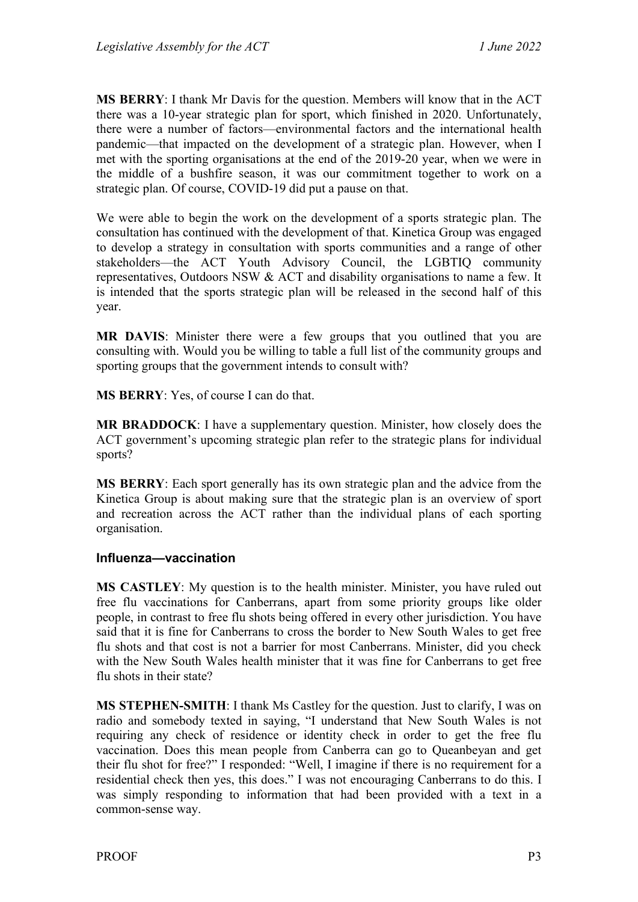**MS BERRY**: I thank Mr Davis for the question. Members will know that in the ACT there was a 10-year strategic plan for sport, which finished in 2020. Unfortunately, there were a number of factors—environmental factors and the international health pandemic—that impacted on the development of a strategic plan. However, when I met with the sporting organisations at the end of the 2019-20 year, when we were in the middle of a bushfire season, it was our commitment together to work on a strategic plan. Of course, COVID-19 did put a pause on that.

We were able to begin the work on the development of a sports strategic plan. The consultation has continued with the development of that. Kinetica Group was engaged to develop a strategy in consultation with sports communities and a range of other stakeholders—the ACT Youth Advisory Council, the LGBTIQ community representatives, Outdoors NSW & ACT and disability organisations to name a few. It is intended that the sports strategic plan will be released in the second half of this year.

**MR DAVIS**: Minister there were a few groups that you outlined that you are consulting with. Would you be willing to table a full list of the community groups and sporting groups that the government intends to consult with?

**MS BERRY**: Yes, of course I can do that.

**MR BRADDOCK**: I have a supplementary question. Minister, how closely does the ACT government's upcoming strategic plan refer to the strategic plans for individual sports?

**MS BERRY**: Each sport generally has its own strategic plan and the advice from the Kinetica Group is about making sure that the strategic plan is an overview of sport and recreation across the ACT rather than the individual plans of each sporting organisation.

### Influenza—vaccination

**MS CASTLEY**: My question is to the health minister. Minister, you have ruled out free flu vaccinations for Canberrans, apart from some priority groups like older people, in contrast to free flu shots being offered in every other jurisdiction. You have said that it is fine for Canberrans to cross the border to New South Wales to get free flu shots and that cost is not a barrier for most Canberrans. Minister, did you check with the New South Wales health minister that it was fine for Canberrans to get free flu shots in their state?

**MS STEPHEN-SMITH**: I thank Ms Castley for the question. Just to clarify, I was on radio and somebody texted in saying, "I understand that New South Wales is not requiring any check of residence or identity check in order to get the free flu vaccination. Does this mean people from Canberra can go to Queanbeyan and get their flu shot for free?" I responded: "Well, I imagine if there is no requirement for a residential check then yes, this does." I was not encouraging Canberrans to do this. I was simply responding to information that had been provided with a text in a common-sense way.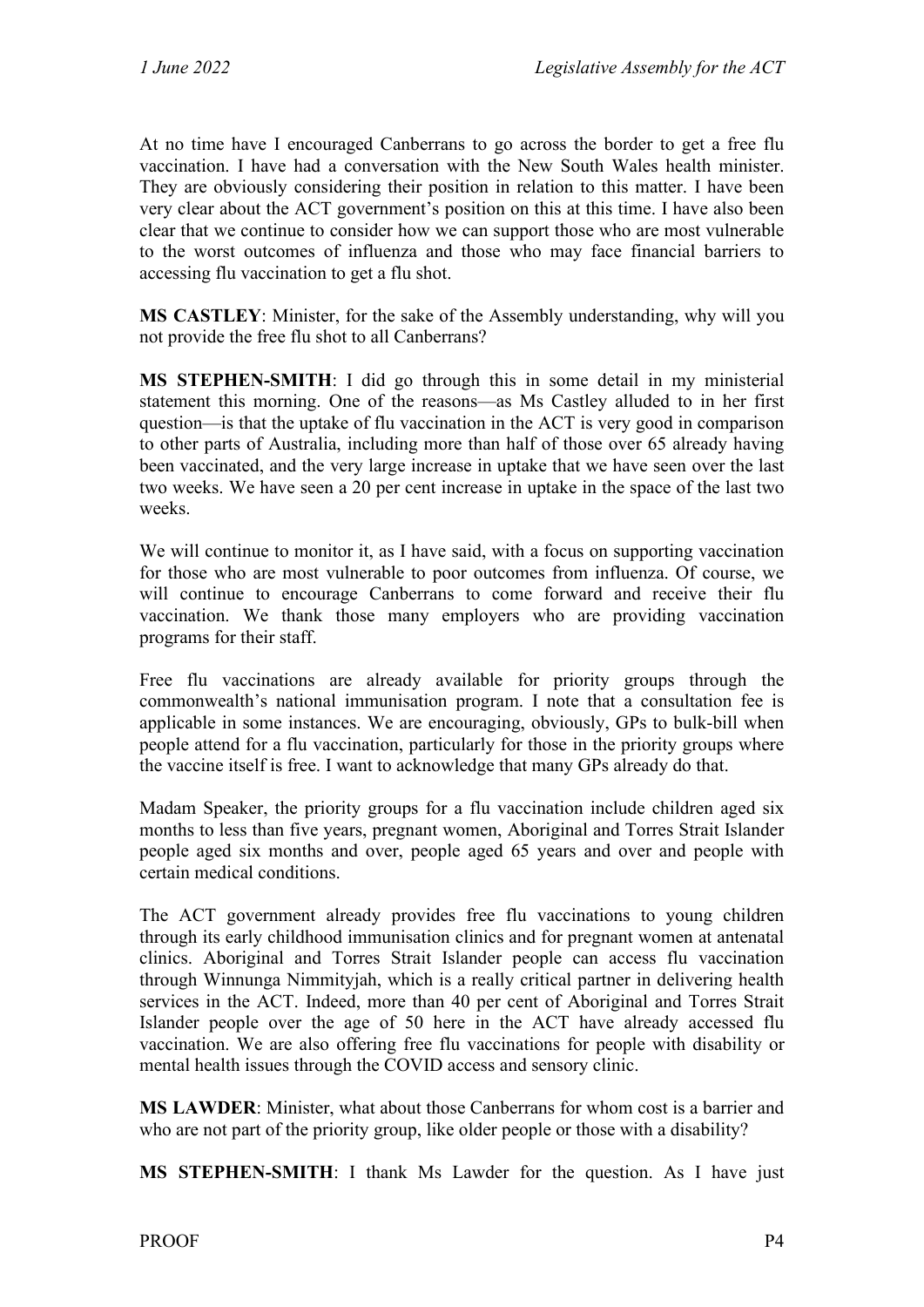At no time have I encouraged Canberrans to go across the border to get a free flu vaccination. I have had a conversation with the New South Wales health minister. They are obviously considering their position in relation to this matter. I have been very clear about the ACT government's position on this at this time. I have also been clear that we continue to consider how we can support those who are most vulnerable to the worst outcomes of influenza and those who may face financial barriers to accessing flu vaccination to get a flu shot.

**MS CASTLEY**: Minister, for the sake of the Assembly understanding, why will you not provide the free flu shot to all Canberrans?

**MS STEPHEN-SMITH**: I did go through this in some detail in my ministerial statement this morning. One of the reasons—as Ms Castley alluded to in her first question—is that the uptake of flu vaccination in the ACT is very good in comparison to other parts of Australia, including more than half of those over 65 already having been vaccinated, and the very large increase in uptake that we have seen over the last two weeks. We have seen a 20 per cent increase in uptake in the space of the last two weeks.

We will continue to monitor it, as I have said, with a focus on supporting vaccination for those who are most vulnerable to poor outcomes from influenza. Of course, we will continue to encourage Canberrans to come forward and receive their flu vaccination. We thank those many employers who are providing vaccination programs for their staff.

Free flu vaccinations are already available for priority groups through the commonwealth's national immunisation program. I note that a consultation fee is applicable in some instances. We are encouraging, obviously, GPs to bulk-bill when people attend for a flu vaccination, particularly for those in the priority groups where the vaccine itself is free. I want to acknowledge that many GPs already do that.

Madam Speaker, the priority groups for a flu vaccination include children aged six months to less than five years, pregnant women, Aboriginal and Torres Strait Islander people aged six months and over, people aged 65 years and over and people with certain medical conditions.

The ACT government already provides free flu vaccinations to young children through its early childhood immunisation clinics and for pregnant women at antenatal clinics. Aboriginal and Torres Strait Islander people can access flu vaccination through Winnunga Nimmityjah, which is a really critical partner in delivering health services in the ACT. Indeed, more than 40 per cent of Aboriginal and Torres Strait Islander people over the age of 50 here in the ACT have already accessed flu vaccination. We are also offering free flu vaccinations for people with disability or mental health issues through the COVID access and sensory clinic.

**MS LAWDER**: Minister, what about those Canberrans for whom cost is a barrier and who are not part of the priority group, like older people or those with a disability?

**MS STEPHEN-SMITH**: I thank Ms Lawder for the question. As I have just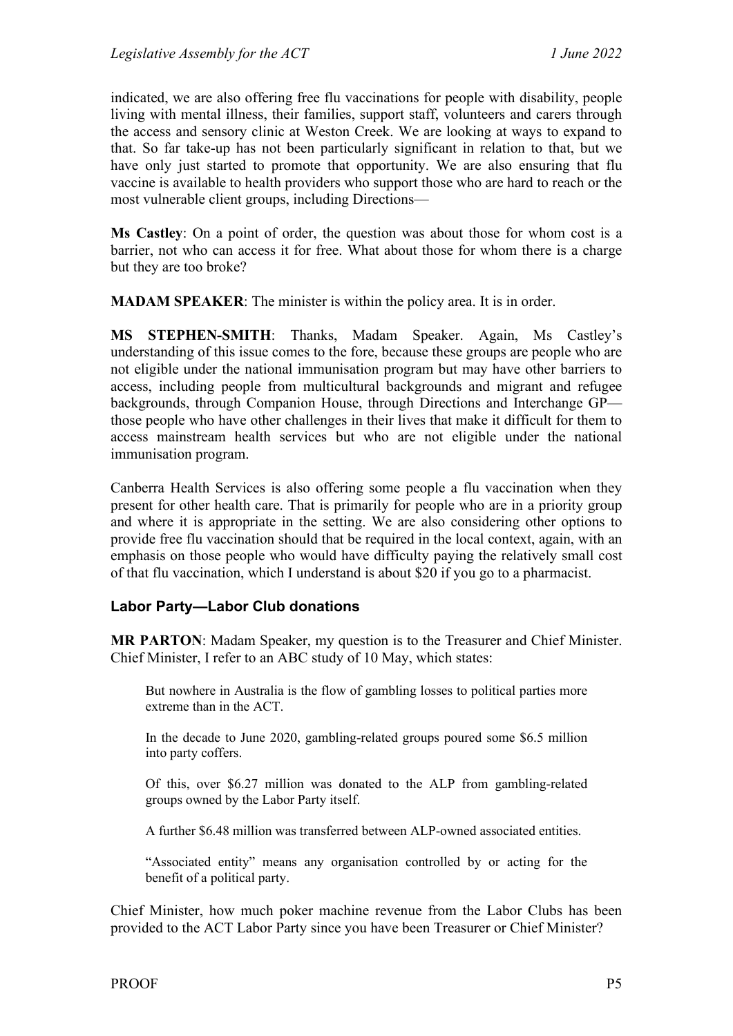indicated, we are also offering free flu vaccinations for people with disability, people living with mental illness, their families, support staff, volunteers and carers through the access and sensory clinic at Weston Creek. We are looking at ways to expand to that. So far take-up has not been particularly significant in relation to that, but we have only just started to promote that opportunity. We are also ensuring that flu vaccine is available to health providers who support those who are hard to reach or the most vulnerable client groups, including Directions—

**Ms Castley**: On a point of order, the question was about those for whom cost is a barrier, not who can access it for free. What about those for whom there is a charge but they are too broke?

**MADAM SPEAKER**: The minister is within the policy area. It is in order.

**MS STEPHEN-SMITH**: Thanks, Madam Speaker. Again, Ms Castley's understanding of this issue comes to the fore, because these groups are people who are not eligible under the national immunisation program but may have other barriers to access, including people from multicultural backgrounds and migrant and refugee backgrounds, through Companion House, through Directions and Interchange GP—those people who have other challenges in their lives that make it difficult for them to access mainstream health services but who are not eligible under the national immunisation program.

Canberra Health Services is also offering some people a flu vaccination when they present for other health care. That is primarily for people who are in a priority group and where it is appropriate in the setting. We are also considering other options to provide free flu vaccination should that be required in the local context, again, with an emphasis on those people who would have difficulty paying the relatively small cost of that flu vaccination, which I understand is about $20 if you go to a pharmacist.

## Labor Party—Labor Club donations

**MR PARTON**: Madam Speaker, my question is to the Treasurer and Chief Minister. Chief Minister, I refer to an ABC study of 10 May, which states:

> But nowhere in Australia is the flow of gambling losses to political parties more extreme than in the ACT.
>
> In the decade to June 2020, gambling-related groups poured some $6.5 million into party coffers.
>
> Of this, over $6.27 million was donated to the ALP from gambling-related groups owned by the Labor Party itself.
>
> A further $6.48 million was transferred between ALP-owned associated entities.
>
> "Associated entity" means any organisation controlled by or acting for the benefit of a political party.

Chief Minister, how much poker machine revenue from the Labor Clubs has been provided to the ACT Labor Party since you have been Treasurer or Chief Minister?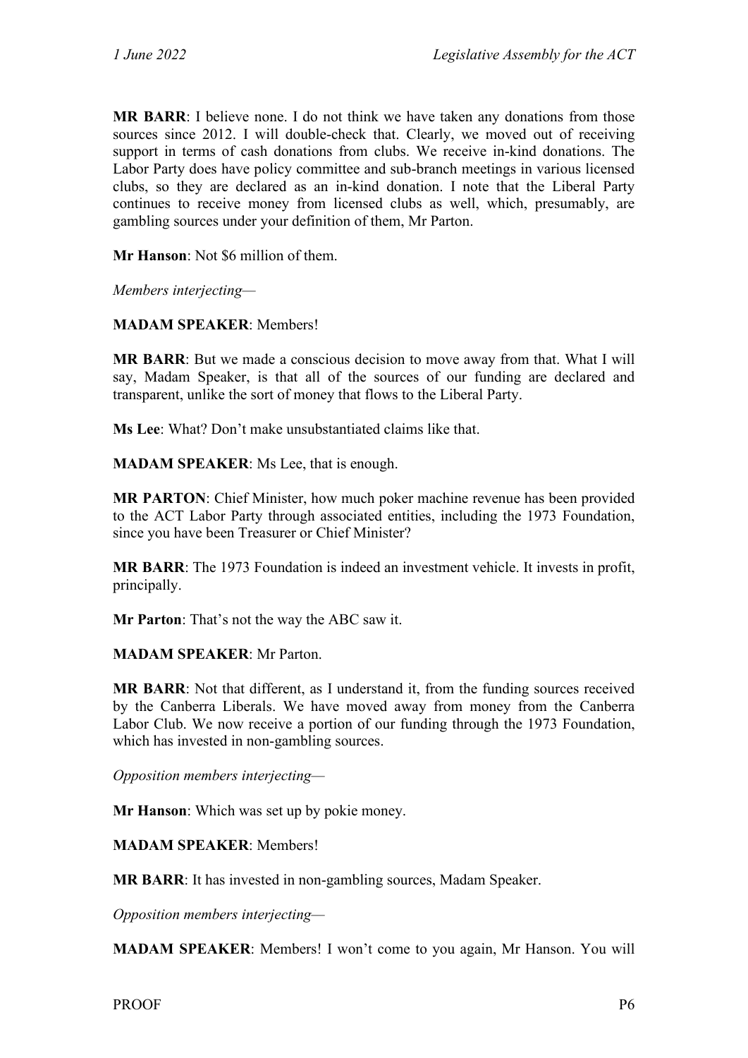**MR BARR**: I believe none. I do not think we have taken any donations from those sources since 2012. I will double-check that. Clearly, we moved out of receiving support in terms of cash donations from clubs. We receive in-kind donations. The Labor Party does have policy committee and sub-branch meetings in various licensed clubs, so they are declared as an in-kind donation. I note that the Liberal Party continues to receive money from licensed clubs as well, which, presumably, are gambling sources under your definition of them, Mr Parton.

**Mr Hanson**: Not $6 million of them.

*Members interjecting*—

**MADAM SPEAKER**: Members!

**MR BARR**: But we made a conscious decision to move away from that. What I will say, Madam Speaker, is that all of the sources of our funding are declared and transparent, unlike the sort of money that flows to the Liberal Party.

**Ms Lee**: What? Don't make unsubstantiated claims like that.

**MADAM SPEAKER**: Ms Lee, that is enough.

**MR PARTON**: Chief Minister, how much poker machine revenue has been provided to the ACT Labor Party through associated entities, including the 1973 Foundation, since you have been Treasurer or Chief Minister?

**MR BARR**: The 1973 Foundation is indeed an investment vehicle. It invests in profit, principally.

**Mr Parton**: That's not the way the ABC saw it.

**MADAM SPEAKER**: Mr Parton.

**MR BARR**: Not that different, as I understand it, from the funding sources received by the Canberra Liberals. We have moved away from money from the Canberra Labor Club. We now receive a portion of our funding through the 1973 Foundation, which has invested in non-gambling sources.

*Opposition members interjecting*—

**Mr Hanson**: Which was set up by pokie money.

**MADAM SPEAKER**: Members!

**MR BARR**: It has invested in non-gambling sources, Madam Speaker.

*Opposition members interjecting*—

**MADAM SPEAKER**: Members! I won't come to you again, Mr Hanson. You will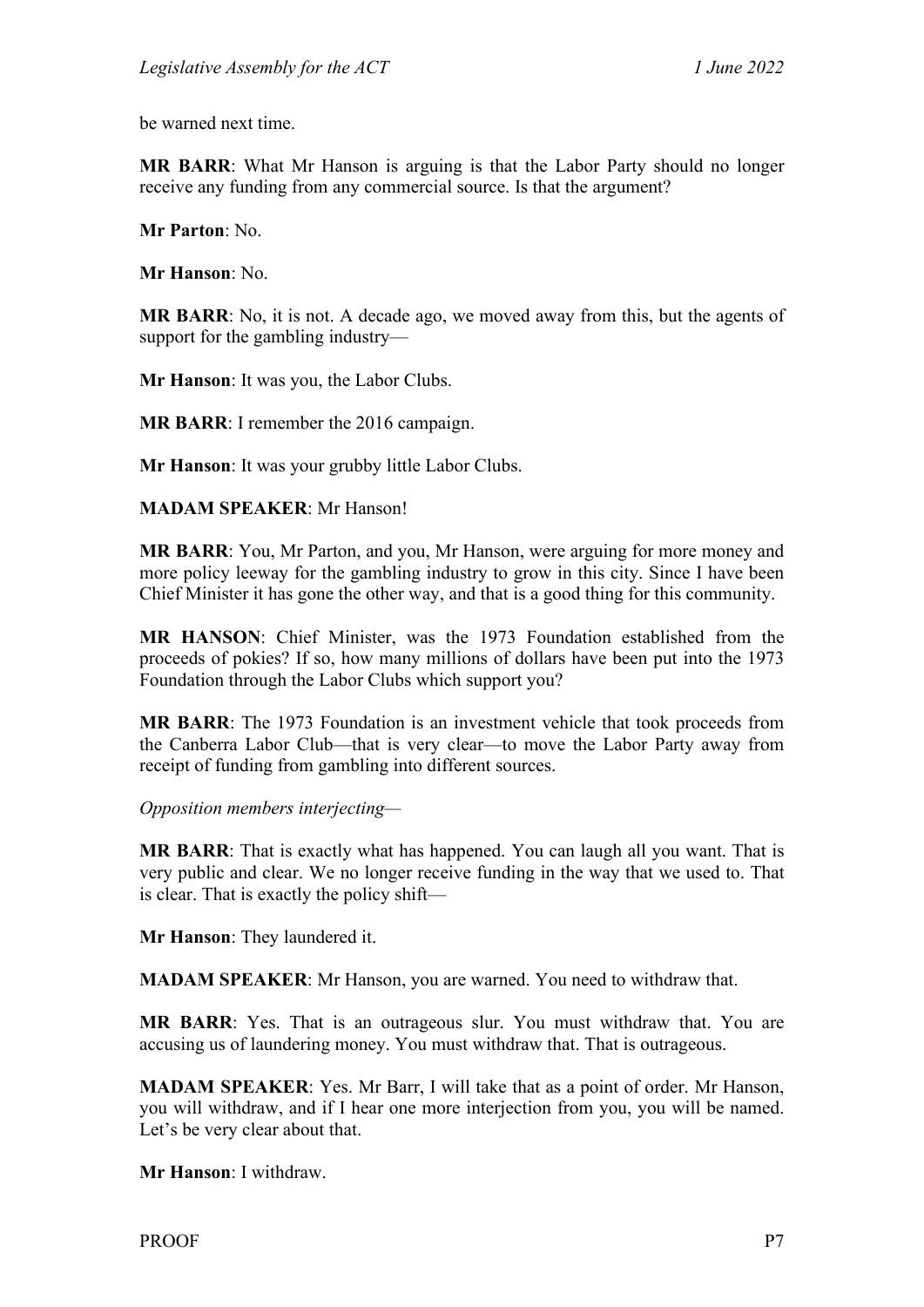be warned next time.

**MR BARR**: What Mr Hanson is arguing is that the Labor Party should no longer receive any funding from any commercial source. Is that the argument?

**Mr Parton**: No.

**Mr Hanson**: No.

**MR BARR**: No, it is not. A decade ago, we moved away from this, but the agents of support for the gambling industry—

**Mr Hanson**: It was you, the Labor Clubs.

**MR BARR**: I remember the 2016 campaign.

**Mr Hanson**: It was your grubby little Labor Clubs.

**MADAM SPEAKER**: Mr Hanson!

**MR BARR**: You, Mr Parton, and you, Mr Hanson, were arguing for more money and more policy leeway for the gambling industry to grow in this city. Since I have been Chief Minister it has gone the other way, and that is a good thing for this community.

**MR HANSON**: Chief Minister, was the 1973 Foundation established from the proceeds of pokies? If so, how many millions of dollars have been put into the 1973 Foundation through the Labor Clubs which support you?

**MR BARR**: The 1973 Foundation is an investment vehicle that took proceeds from the Canberra Labor Club—that is very clear—to move the Labor Party away from receipt of funding from gambling into different sources.

*Opposition members interjecting—*

**MR BARR**: That is exactly what has happened. You can laugh all you want. That is very public and clear. We no longer receive funding in the way that we used to. That is clear. That is exactly the policy shift—

**Mr Hanson**: They laundered it.

**MADAM SPEAKER**: Mr Hanson, you are warned. You need to withdraw that.

**MR BARR**: Yes. That is an outrageous slur. You must withdraw that. You are accusing us of laundering money. You must withdraw that. That is outrageous.

**MADAM SPEAKER**: Yes. Mr Barr, I will take that as a point of order. Mr Hanson, you will withdraw, and if I hear one more interjection from you, you will be named. Let's be very clear about that.

**Mr Hanson**: I withdraw.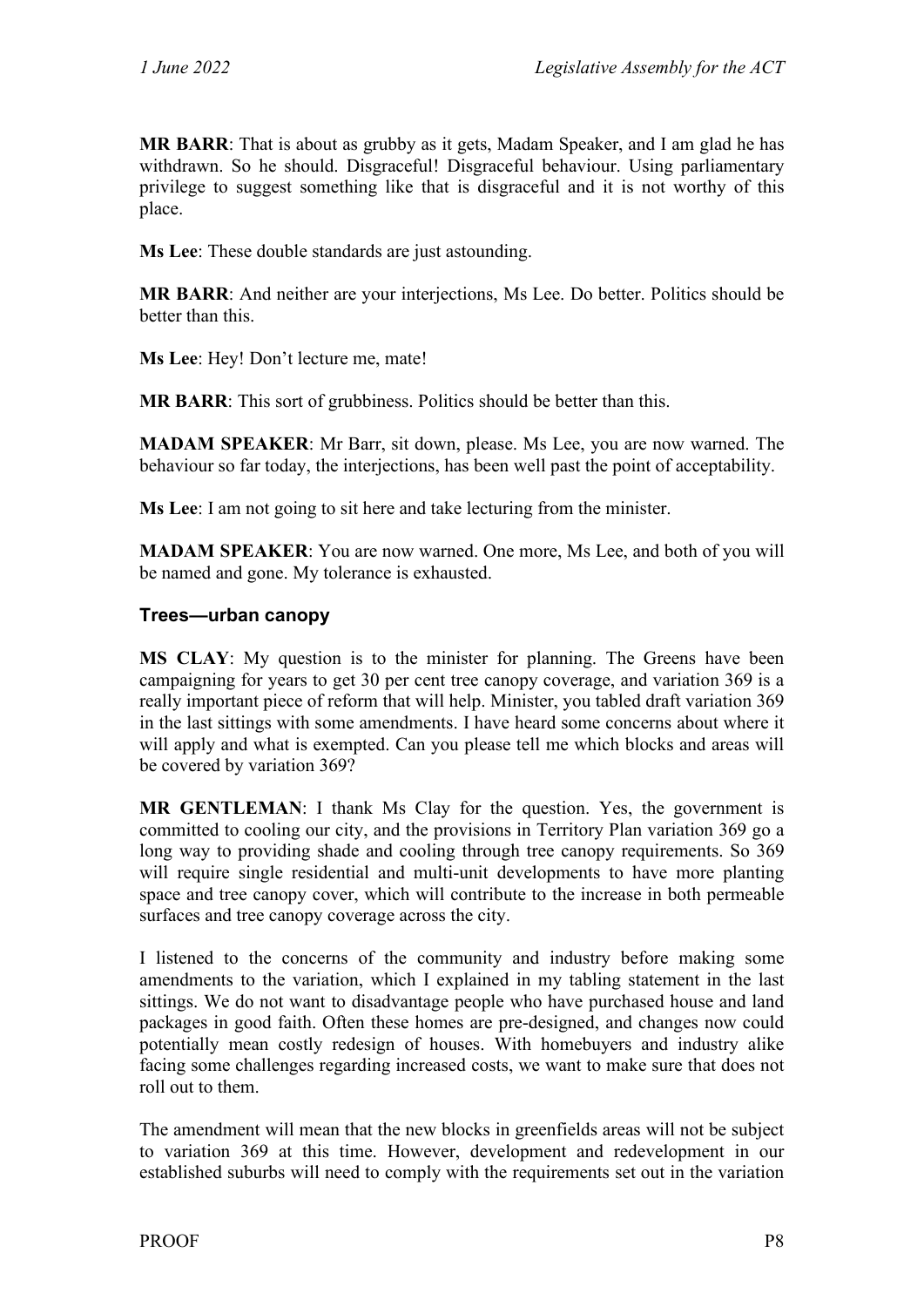**MR BARR**: That is about as grubby as it gets, Madam Speaker, and I am glad he has withdrawn. So he should. Disgraceful! Disgraceful behaviour. Using parliamentary privilege to suggest something like that is disgraceful and it is not worthy of this place.

**Ms Lee**: These double standards are just astounding.

**MR BARR**: And neither are your interjections, Ms Lee. Do better. Politics should be better than this.

**Ms Lee**: Hey! Don't lecture me, mate!

**MR BARR**: This sort of grubbiness. Politics should be better than this.

**MADAM SPEAKER**: Mr Barr, sit down, please. Ms Lee, you are now warned. The behaviour so far today, the interjections, has been well past the point of acceptability.

**Ms Lee**: I am not going to sit here and take lecturing from the minister.

**MADAM SPEAKER**: You are now warned. One more, Ms Lee, and both of you will be named and gone. My tolerance is exhausted.

### Trees—urban canopy

**MS CLAY**: My question is to the minister for planning. The Greens have been campaigning for years to get 30 per cent tree canopy coverage, and variation 369 is a really important piece of reform that will help. Minister, you tabled draft variation 369 in the last sittings with some amendments. I have heard some concerns about where it will apply and what is exempted. Can you please tell me which blocks and areas will be covered by variation 369?

**MR GENTLEMAN**: I thank Ms Clay for the question. Yes, the government is committed to cooling our city, and the provisions in Territory Plan variation 369 go a long way to providing shade and cooling through tree canopy requirements. So 369 will require single residential and multi-unit developments to have more planting space and tree canopy cover, which will contribute to the increase in both permeable surfaces and tree canopy coverage across the city.

I listened to the concerns of the community and industry before making some amendments to the variation, which I explained in my tabling statement in the last sittings. We do not want to disadvantage people who have purchased house and land packages in good faith. Often these homes are pre-designed, and changes now could potentially mean costly redesign of houses. With homebuyers and industry alike facing some challenges regarding increased costs, we want to make sure that does not roll out to them.

The amendment will mean that the new blocks in greenfields areas will not be subject to variation 369 at this time. However, development and redevelopment in our established suburbs will need to comply with the requirements set out in the variation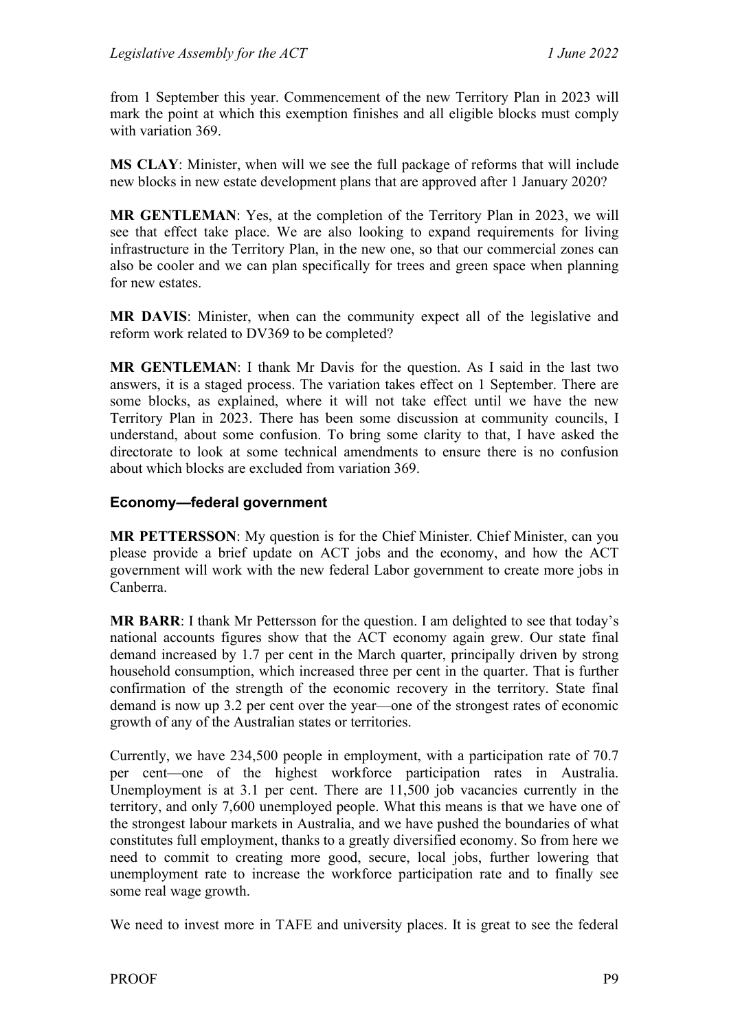from 1 September this year. Commencement of the new Territory Plan in 2023 will mark the point at which this exemption finishes and all eligible blocks must comply with variation 369.

**MS CLAY**: Minister, when will we see the full package of reforms that will include new blocks in new estate development plans that are approved after 1 January 2020?

**MR GENTLEMAN**: Yes, at the completion of the Territory Plan in 2023, we will see that effect take place. We are also looking to expand requirements for living infrastructure in the Territory Plan, in the new one, so that our commercial zones can also be cooler and we can plan specifically for trees and green space when planning for new estates.

**MR DAVIS**: Minister, when can the community expect all of the legislative and reform work related to DV369 to be completed?

**MR GENTLEMAN**: I thank Mr Davis for the question. As I said in the last two answers, it is a staged process. The variation takes effect on 1 September. There are some blocks, as explained, where it will not take effect until we have the new Territory Plan in 2023. There has been some discussion at community councils, I understand, about some confusion. To bring some clarity to that, I have asked the directorate to look at some technical amendments to ensure there is no confusion about which blocks are excluded from variation 369.

### Economy—federal government

**MR PETTERSSON**: My question is for the Chief Minister. Chief Minister, can you please provide a brief update on ACT jobs and the economy, and how the ACT government will work with the new federal Labor government to create more jobs in Canberra.

**MR BARR**: I thank Mr Pettersson for the question. I am delighted to see that today's national accounts figures show that the ACT economy again grew. Our state final demand increased by 1.7 per cent in the March quarter, principally driven by strong household consumption, which increased three per cent in the quarter. That is further confirmation of the strength of the economic recovery in the territory. State final demand is now up 3.2 per cent over the year—one of the strongest rates of economic growth of any of the Australian states or territories.

Currently, we have 234,500 people in employment, with a participation rate of 70.7 per cent—one of the highest workforce participation rates in Australia. Unemployment is at 3.1 per cent. There are 11,500 job vacancies currently in the territory, and only 7,600 unemployed people. What this means is that we have one of the strongest labour markets in Australia, and we have pushed the boundaries of what constitutes full employment, thanks to a greatly diversified economy. So from here we need to commit to creating more good, secure, local jobs, further lowering that unemployment rate to increase the workforce participation rate and to finally see some real wage growth.

We need to invest more in TAFE and university places. It is great to see the federal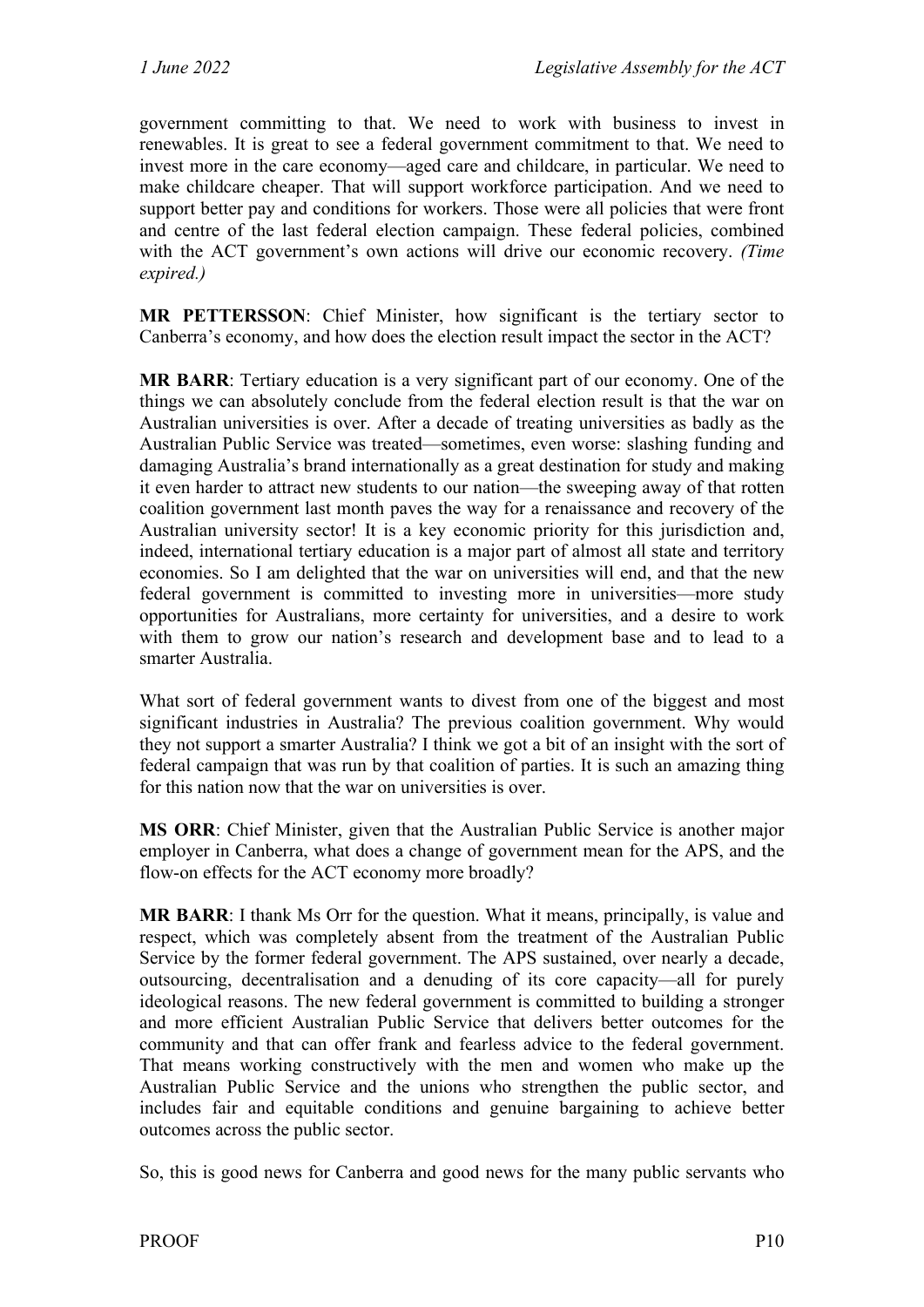government committing to that. We need to work with business to invest in renewables. It is great to see a federal government commitment to that. We need to invest more in the care economy—aged care and childcare, in particular. We need to make childcare cheaper. That will support workforce participation. And we need to support better pay and conditions for workers. Those were all policies that were front and centre of the last federal election campaign. These federal policies, combined with the ACT government's own actions will drive our economic recovery. *(Time expired.)*

**MR PETTERSSON**: Chief Minister, how significant is the tertiary sector to Canberra's economy, and how does the election result impact the sector in the ACT?

**MR BARR**: Tertiary education is a very significant part of our economy. One of the things we can absolutely conclude from the federal election result is that the war on Australian universities is over. After a decade of treating universities as badly as the Australian Public Service was treated—sometimes, even worse: slashing funding and damaging Australia's brand internationally as a great destination for study and making it even harder to attract new students to our nation—the sweeping away of that rotten coalition government last month paves the way for a renaissance and recovery of the Australian university sector! It is a key economic priority for this jurisdiction and, indeed, international tertiary education is a major part of almost all state and territory economies. So I am delighted that the war on universities will end, and that the new federal government is committed to investing more in universities—more study opportunities for Australians, more certainty for universities, and a desire to work with them to grow our nation's research and development base and to lead to a smarter Australia.

What sort of federal government wants to divest from one of the biggest and most significant industries in Australia? The previous coalition government. Why would they not support a smarter Australia? I think we got a bit of an insight with the sort of federal campaign that was run by that coalition of parties. It is such an amazing thing for this nation now that the war on universities is over.

**MS ORR**: Chief Minister, given that the Australian Public Service is another major employer in Canberra, what does a change of government mean for the APS, and the flow-on effects for the ACT economy more broadly?

**MR BARR**: I thank Ms Orr for the question. What it means, principally, is value and respect, which was completely absent from the treatment of the Australian Public Service by the former federal government. The APS sustained, over nearly a decade, outsourcing, decentralisation and a denuding of its core capacity—all for purely ideological reasons. The new federal government is committed to building a stronger and more efficient Australian Public Service that delivers better outcomes for the community and that can offer frank and fearless advice to the federal government. That means working constructively with the men and women who make up the Australian Public Service and the unions who strengthen the public sector, and includes fair and equitable conditions and genuine bargaining to achieve better outcomes across the public sector.

So, this is good news for Canberra and good news for the many public servants who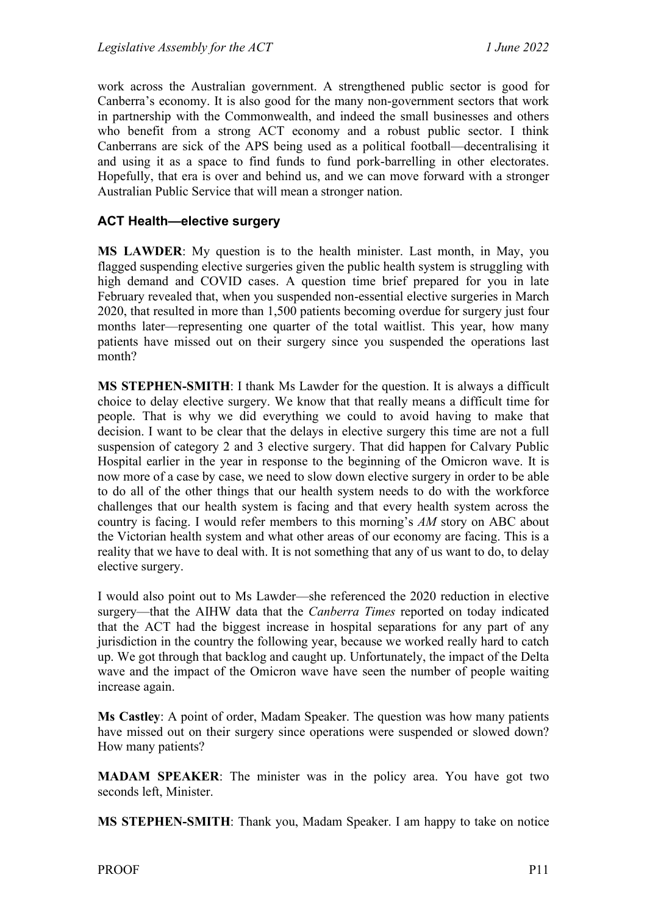work across the Australian government. A strengthened public sector is good for Canberra's economy. It is also good for the many non-government sectors that work in partnership with the Commonwealth, and indeed the small businesses and others who benefit from a strong ACT economy and a robust public sector. I think Canberrans are sick of the APS being used as a political football—decentralising it and using it as a space to find funds to fund pork-barrelling in other electorates. Hopefully, that era is over and behind us, and we can move forward with a stronger Australian Public Service that will mean a stronger nation.

### ACT Health—elective surgery

**MS LAWDER**: My question is to the health minister. Last month, in May, you flagged suspending elective surgeries given the public health system is struggling with high demand and COVID cases. A question time brief prepared for you in late February revealed that, when you suspended non-essential elective surgeries in March 2020, that resulted in more than 1,500 patients becoming overdue for surgery just four months later—representing one quarter of the total waitlist. This year, how many patients have missed out on their surgery since you suspended the operations last month?

**MS STEPHEN-SMITH**: I thank Ms Lawder for the question. It is always a difficult choice to delay elective surgery. We know that that really means a difficult time for people. That is why we did everything we could to avoid having to make that decision. I want to be clear that the delays in elective surgery this time are not a full suspension of category 2 and 3 elective surgery. That did happen for Calvary Public Hospital earlier in the year in response to the beginning of the Omicron wave. It is now more of a case by case, we need to slow down elective surgery in order to be able to do all of the other things that our health system needs to do with the workforce challenges that our health system is facing and that every health system across the country is facing. I would refer members to this morning's *AM* story on ABC about the Victorian health system and what other areas of our economy are facing. This is a reality that we have to deal with. It is not something that any of us want to do, to delay elective surgery.

I would also point out to Ms Lawder—she referenced the 2020 reduction in elective surgery—that the AIHW data that the *Canberra Times* reported on today indicated that the ACT had the biggest increase in hospital separations for any part of any jurisdiction in the country the following year, because we worked really hard to catch up. We got through that backlog and caught up. Unfortunately, the impact of the Delta wave and the impact of the Omicron wave have seen the number of people waiting increase again.

**Ms Castley**: A point of order, Madam Speaker. The question was how many patients have missed out on their surgery since operations were suspended or slowed down? How many patients?

**MADAM SPEAKER**: The minister was in the policy area. You have got two seconds left, Minister.

**MS STEPHEN-SMITH**: Thank you, Madam Speaker. I am happy to take on notice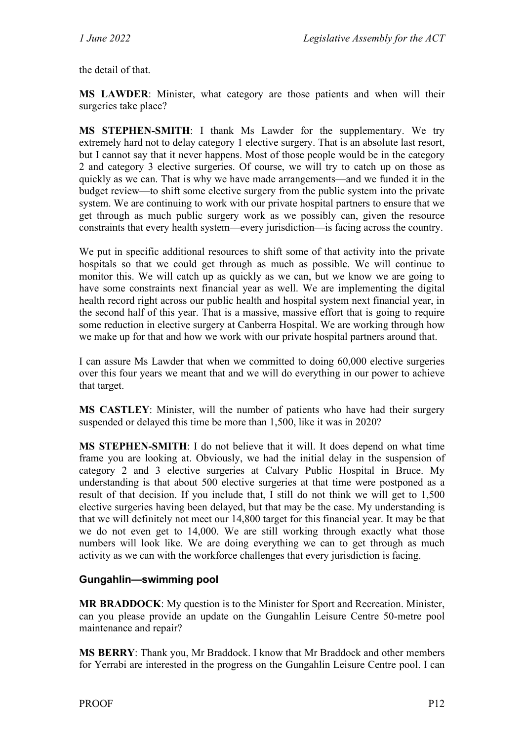the detail of that.

**MS LAWDER**: Minister, what category are those patients and when will their surgeries take place?

**MS STEPHEN-SMITH**: I thank Ms Lawder for the supplementary. We try extremely hard not to delay category 1 elective surgery. That is an absolute last resort, but I cannot say that it never happens. Most of those people would be in the category 2 and category 3 elective surgeries. Of course, we will try to catch up on those as quickly as we can. That is why we have made arrangements—and we funded it in the budget review—to shift some elective surgery from the public system into the private system. We are continuing to work with our private hospital partners to ensure that we get through as much public surgery work as we possibly can, given the resource constraints that every health system—every jurisdiction—is facing across the country.

We put in specific additional resources to shift some of that activity into the private hospitals so that we could get through as much as possible. We will continue to monitor this. We will catch up as quickly as we can, but we know we are going to have some constraints next financial year as well. We are implementing the digital health record right across our public health and hospital system next financial year, in the second half of this year. That is a massive, massive effort that is going to require some reduction in elective surgery at Canberra Hospital. We are working through how we make up for that and how we work with our private hospital partners around that.

I can assure Ms Lawder that when we committed to doing 60,000 elective surgeries over this four years we meant that and we will do everything in our power to achieve that target.

**MS CASTLEY**: Minister, will the number of patients who have had their surgery suspended or delayed this time be more than 1,500, like it was in 2020?

**MS STEPHEN-SMITH**: I do not believe that it will. It does depend on what time frame you are looking at. Obviously, we had the initial delay in the suspension of category 2 and 3 elective surgeries at Calvary Public Hospital in Bruce. My understanding is that about 500 elective surgeries at that time were postponed as a result of that decision. If you include that, I still do not think we will get to 1,500 elective surgeries having been delayed, but that may be the case. My understanding is that we will definitely not meet our 14,800 target for this financial year. It may be that we do not even get to 14,000. We are still working through exactly what those numbers will look like. We are doing everything we can to get through as much activity as we can with the workforce challenges that every jurisdiction is facing.

### Gungahlin—swimming pool

**MR BRADDOCK**: My question is to the Minister for Sport and Recreation. Minister, can you please provide an update on the Gungahlin Leisure Centre 50-metre pool maintenance and repair?

**MS BERRY**: Thank you, Mr Braddock. I know that Mr Braddock and other members for Yerrabi are interested in the progress on the Gungahlin Leisure Centre pool. I can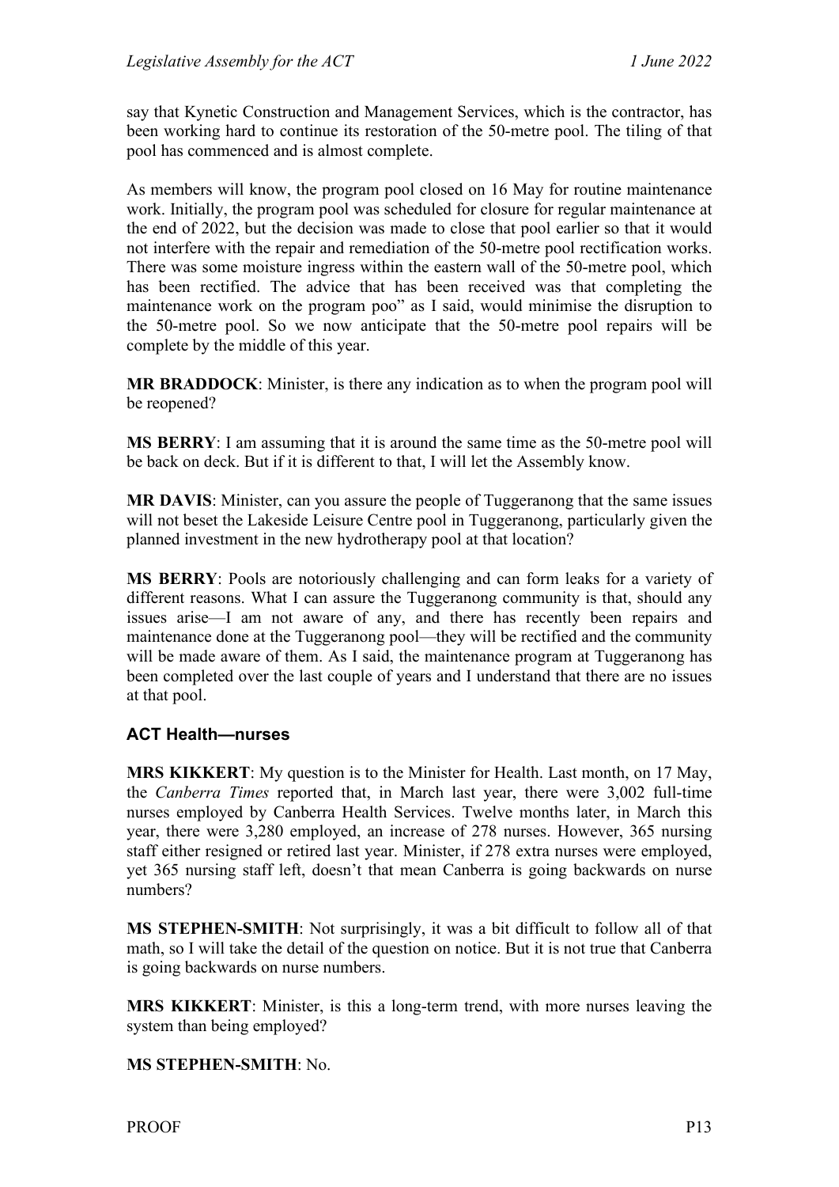say that Kynetic Construction and Management Services, which is the contractor, has been working hard to continue its restoration of the 50-metre pool. The tiling of that pool has commenced and is almost complete.

As members will know, the program pool closed on 16 May for routine maintenance work. Initially, the program pool was scheduled for closure for regular maintenance at the end of 2022, but the decision was made to close that pool earlier so that it would not interfere with the repair and remediation of the 50-metre pool rectification works. There was some moisture ingress within the eastern wall of the 50-metre pool, which has been rectified. The advice that has been received was that completing the maintenance work on the program poo" as I said, would minimise the disruption to the 50-metre pool. So we now anticipate that the 50-metre pool repairs will be complete by the middle of this year.

**MR BRADDOCK**: Minister, is there any indication as to when the program pool will be reopened?

**MS BERRY**: I am assuming that it is around the same time as the 50-metre pool will be back on deck. But if it is different to that, I will let the Assembly know.

**MR DAVIS**: Minister, can you assure the people of Tuggeranong that the same issues will not beset the Lakeside Leisure Centre pool in Tuggeranong, particularly given the planned investment in the new hydrotherapy pool at that location?

**MS BERRY**: Pools are notoriously challenging and can form leaks for a variety of different reasons. What I can assure the Tuggeranong community is that, should any issues arise—I am not aware of any, and there has recently been repairs and maintenance done at the Tuggeranong pool—they will be rectified and the community will be made aware of them. As I said, the maintenance program at Tuggeranong has been completed over the last couple of years and I understand that there are no issues at that pool.

### ACT Health—nurses

**MRS KIKKERT**: My question is to the Minister for Health. Last month, on 17 May, the *Canberra Times* reported that, in March last year, there were 3,002 full-time nurses employed by Canberra Health Services. Twelve months later, in March this year, there were 3,280 employed, an increase of 278 nurses. However, 365 nursing staff either resigned or retired last year. Minister, if 278 extra nurses were employed, yet 365 nursing staff left, doesn't that mean Canberra is going backwards on nurse numbers?

**MS STEPHEN-SMITH**: Not surprisingly, it was a bit difficult to follow all of that math, so I will take the detail of the question on notice. But it is not true that Canberra is going backwards on nurse numbers.

**MRS KIKKERT**: Minister, is this a long-term trend, with more nurses leaving the system than being employed?

**MS STEPHEN-SMITH**: No.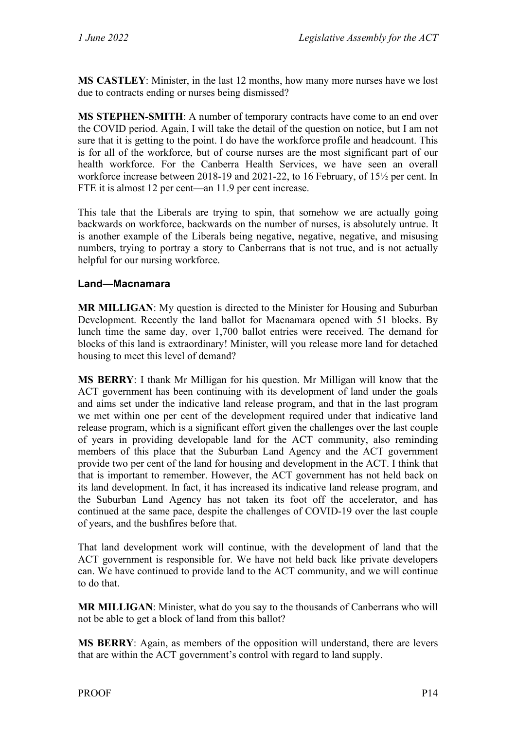**MS CASTLEY**: Minister, in the last 12 months, how many more nurses have we lost due to contracts ending or nurses being dismissed?

**MS STEPHEN-SMITH**: A number of temporary contracts have come to an end over the COVID period. Again, I will take the detail of the question on notice, but I am not sure that it is getting to the point. I do have the workforce profile and headcount. This is for all of the workforce, but of course nurses are the most significant part of our health workforce. For the Canberra Health Services, we have seen an overall workforce increase between 2018-19 and 2021-22, to 16 February, of 15½ per cent. In FTE it is almost 12 per cent—an 11.9 per cent increase.

This tale that the Liberals are trying to spin, that somehow we are actually going backwards on workforce, backwards on the number of nurses, is absolutely untrue. It is another example of the Liberals being negative, negative, negative, and misusing numbers, trying to portray a story to Canberrans that is not true, and is not actually helpful for our nursing workforce.

### Land—Macnamara

**MR MILLIGAN**: My question is directed to the Minister for Housing and Suburban Development. Recently the land ballot for Macnamara opened with 51 blocks. By lunch time the same day, over 1,700 ballot entries were received. The demand for blocks of this land is extraordinary! Minister, will you release more land for detached housing to meet this level of demand?

**MS BERRY**: I thank Mr Milligan for his question. Mr Milligan will know that the ACT government has been continuing with its development of land under the goals and aims set under the indicative land release program, and that in the last program we met within one per cent of the development required under that indicative land release program, which is a significant effort given the challenges over the last couple of years in providing developable land for the ACT community, also reminding members of this place that the Suburban Land Agency and the ACT government provide two per cent of the land for housing and development in the ACT. I think that that is important to remember. However, the ACT government has not held back on its land development. In fact, it has increased its indicative land release program, and the Suburban Land Agency has not taken its foot off the accelerator, and has continued at the same pace, despite the challenges of COVID-19 over the last couple of years, and the bushfires before that.

That land development work will continue, with the development of land that the ACT government is responsible for. We have not held back like private developers can. We have continued to provide land to the ACT community, and we will continue to do that.

**MR MILLIGAN**: Minister, what do you say to the thousands of Canberrans who will not be able to get a block of land from this ballot?

**MS BERRY**: Again, as members of the opposition will understand, there are levers that are within the ACT government's control with regard to land supply.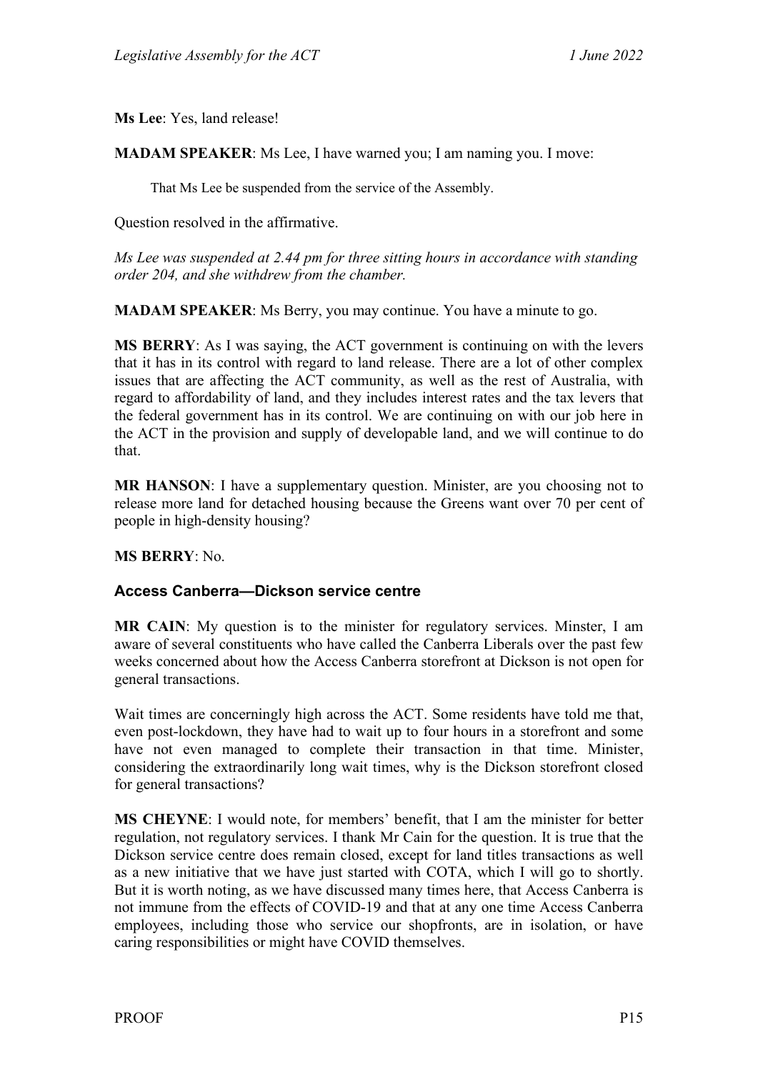**Ms Lee**: Yes, land release!

**MADAM SPEAKER**: Ms Lee, I have warned you; I am naming you. I move:

> That Ms Lee be suspended from the service of the Assembly.

Question resolved in the affirmative.

*Ms Lee was suspended at 2.44 pm for three sitting hours in accordance with standing order 204, and she withdrew from the chamber.*

**MADAM SPEAKER**: Ms Berry, you may continue. You have a minute to go.

**MS BERRY**: As I was saying, the ACT government is continuing on with the levers that it has in its control with regard to land release. There are a lot of other complex issues that are affecting the ACT community, as well as the rest of Australia, with regard to affordability of land, and they includes interest rates and the tax levers that the federal government has in its control. We are continuing on with our job here in the ACT in the provision and supply of developable land, and we will continue to do that.

**MR HANSON**: I have a supplementary question. Minister, are you choosing not to release more land for detached housing because the Greens want over 70 per cent of people in high-density housing?

**MS BERRY**: No.

### Access Canberra—Dickson service centre

**MR CAIN**: My question is to the minister for regulatory services. Minster, I am aware of several constituents who have called the Canberra Liberals over the past few weeks concerned about how the Access Canberra storefront at Dickson is not open for general transactions.

Wait times are concerningly high across the ACT. Some residents have told me that, even post-lockdown, they have had to wait up to four hours in a storefront and some have not even managed to complete their transaction in that time. Minister, considering the extraordinarily long wait times, why is the Dickson storefront closed for general transactions?

**MS CHEYNE**: I would note, for members' benefit, that I am the minister for better regulation, not regulatory services. I thank Mr Cain for the question. It is true that the Dickson service centre does remain closed, except for land titles transactions as well as a new initiative that we have just started with COTA, which I will go to shortly. But it is worth noting, as we have discussed many times here, that Access Canberra is not immune from the effects of COVID-19 and that at any one time Access Canberra employees, including those who service our shopfronts, are in isolation, or have caring responsibilities or might have COVID themselves.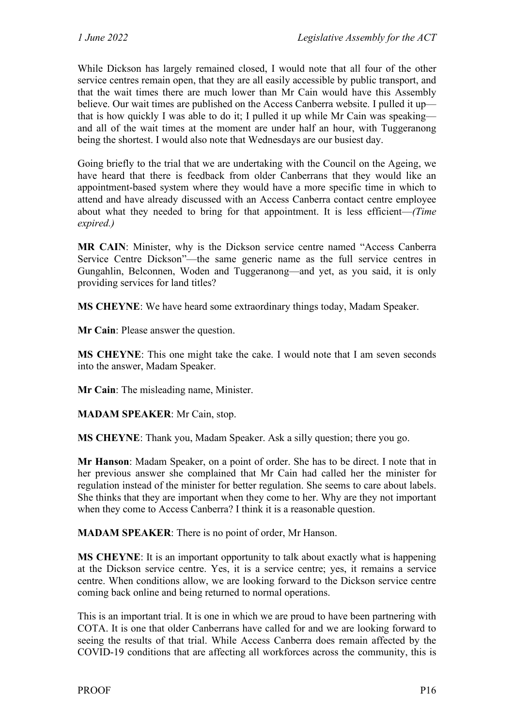While Dickson has largely remained closed, I would note that all four of the other service centres remain open, that they are all easily accessible by public transport, and that the wait times there are much lower than Mr Cain would have this Assembly believe. Our wait times are published on the Access Canberra website. I pulled it up—that is how quickly I was able to do it; I pulled it up while Mr Cain was speaking—and all of the wait times at the moment are under half an hour, with Tuggeranong being the shortest. I would also note that Wednesdays are our busiest day.

Going briefly to the trial that we are undertaking with the Council on the Ageing, we have heard that there is feedback from older Canberrans that they would like an appointment-based system where they would have a more specific time in which to attend and have already discussed with an Access Canberra contact centre employee about what they needed to bring for that appointment. It is less efficient—*(Time expired.)*

**MR CAIN**: Minister, why is the Dickson service centre named "Access Canberra Service Centre Dickson"—the same generic name as the full service centres in Gungahlin, Belconnen, Woden and Tuggeranong—and yet, as you said, it is only providing services for land titles?

**MS CHEYNE**: We have heard some extraordinary things today, Madam Speaker.

**Mr Cain**: Please answer the question.

**MS CHEYNE**: This one might take the cake. I would note that I am seven seconds into the answer, Madam Speaker.

**Mr Cain**: The misleading name, Minister.

**MADAM SPEAKER**: Mr Cain, stop.

**MS CHEYNE**: Thank you, Madam Speaker. Ask a silly question; there you go.

**Mr Hanson**: Madam Speaker, on a point of order. She has to be direct. I note that in her previous answer she complained that Mr Cain had called her the minister for regulation instead of the minister for better regulation. She seems to care about labels. She thinks that they are important when they come to her. Why are they not important when they come to Access Canberra? I think it is a reasonable question.

**MADAM SPEAKER**: There is no point of order, Mr Hanson.

**MS CHEYNE**: It is an important opportunity to talk about exactly what is happening at the Dickson service centre. Yes, it is a service centre; yes, it remains a service centre. When conditions allow, we are looking forward to the Dickson service centre coming back online and being returned to normal operations.

This is an important trial. It is one in which we are proud to have been partnering with COTA. It is one that older Canberrans have called for and we are looking forward to seeing the results of that trial. While Access Canberra does remain affected by the COVID-19 conditions that are affecting all workforces across the community, this is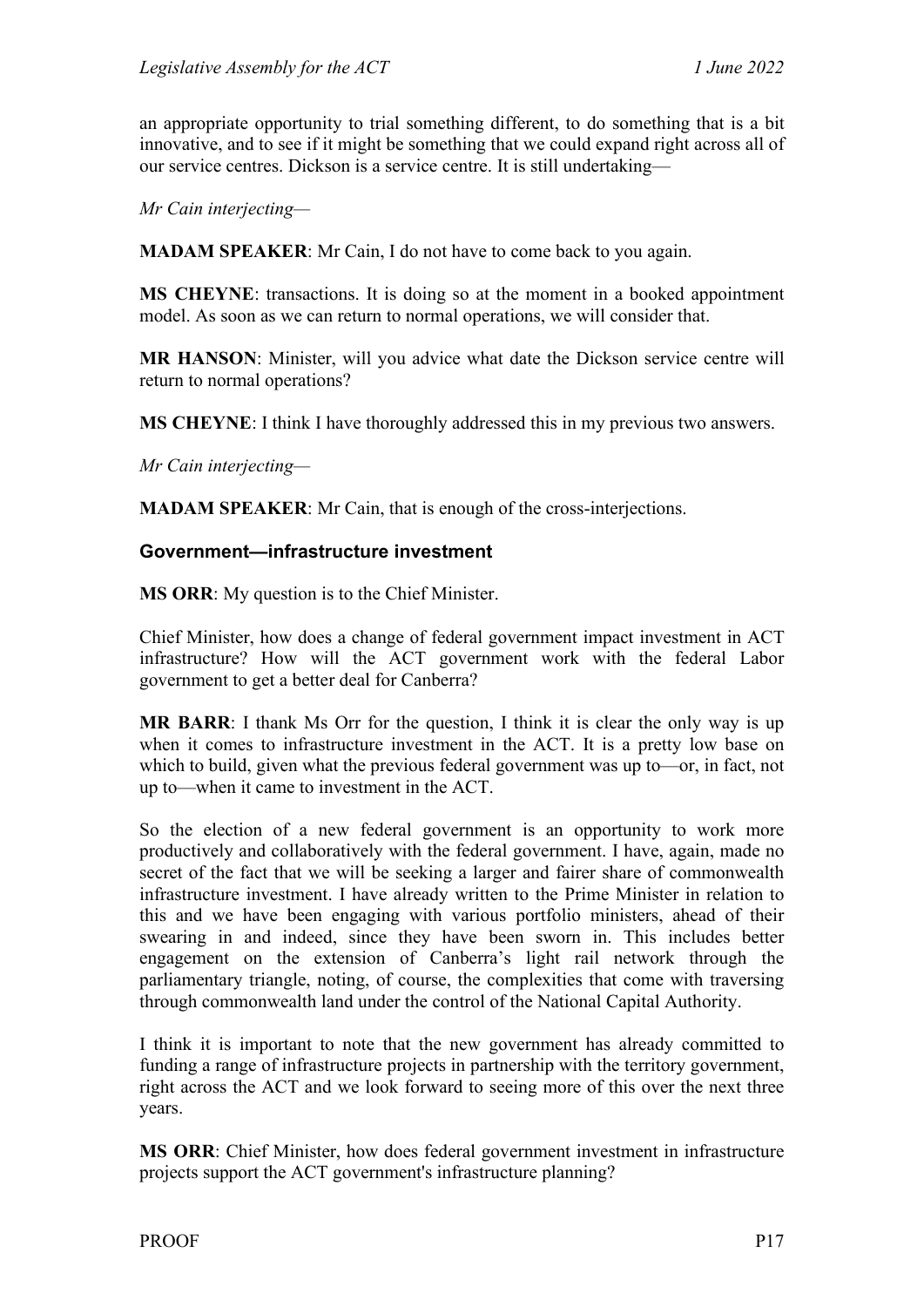an appropriate opportunity to trial something different, to do something that is a bit innovative, and to see if it might be something that we could expand right across all of our service centres. Dickson is a service centre. It is still undertaking—

*Mr Cain interjecting—*

**MADAM SPEAKER**: Mr Cain, I do not have to come back to you again.

**MS CHEYNE**: transactions. It is doing so at the moment in a booked appointment model. As soon as we can return to normal operations, we will consider that.

**MR HANSON**: Minister, will you advice what date the Dickson service centre will return to normal operations?

**MS CHEYNE**: I think I have thoroughly addressed this in my previous two answers.

*Mr Cain interjecting—*

**MADAM SPEAKER**: Mr Cain, that is enough of the cross-interjections.

### Government—infrastructure investment

**MS ORR**: My question is to the Chief Minister.

Chief Minister, how does a change of federal government impact investment in ACT infrastructure? How will the ACT government work with the federal Labor government to get a better deal for Canberra?

**MR BARR**: I thank Ms Orr for the question, I think it is clear the only way is up when it comes to infrastructure investment in the ACT. It is a pretty low base on which to build, given what the previous federal government was up to—or, in fact, not up to—when it came to investment in the ACT.

So the election of a new federal government is an opportunity to work more productively and collaboratively with the federal government. I have, again, made no secret of the fact that we will be seeking a larger and fairer share of commonwealth infrastructure investment. I have already written to the Prime Minister in relation to this and we have been engaging with various portfolio ministers, ahead of their swearing in and indeed, since they have been sworn in. This includes better engagement on the extension of Canberra's light rail network through the parliamentary triangle, noting, of course, the complexities that come with traversing through commonwealth land under the control of the National Capital Authority.

I think it is important to note that the new government has already committed to funding a range of infrastructure projects in partnership with the territory government, right across the ACT and we look forward to seeing more of this over the next three years.

**MS ORR**: Chief Minister, how does federal government investment in infrastructure projects support the ACT government's infrastructure planning?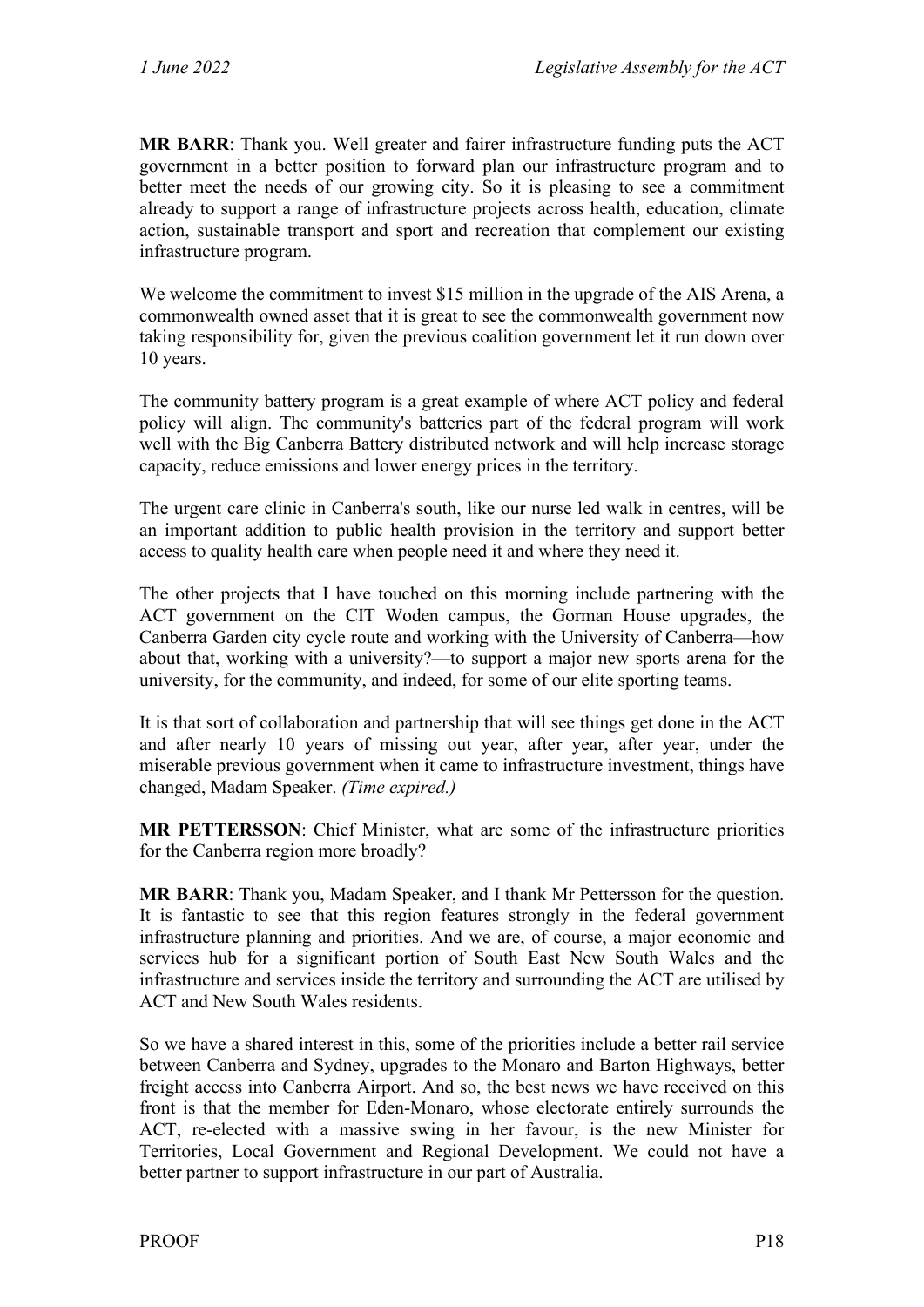**MR BARR**: Thank you. Well greater and fairer infrastructure funding puts the ACT government in a better position to forward plan our infrastructure program and to better meet the needs of our growing city. So it is pleasing to see a commitment already to support a range of infrastructure projects across health, education, climate action, sustainable transport and sport and recreation that complement our existing infrastructure program.

We welcome the commitment to invest $15 million in the upgrade of the AIS Arena, a commonwealth owned asset that it is great to see the commonwealth government now taking responsibility for, given the previous coalition government let it run down over 10 years.

The community battery program is a great example of where ACT policy and federal policy will align. The community's batteries part of the federal program will work well with the Big Canberra Battery distributed network and will help increase storage capacity, reduce emissions and lower energy prices in the territory.

The urgent care clinic in Canberra's south, like our nurse led walk in centres, will be an important addition to public health provision in the territory and support better access to quality health care when people need it and where they need it.

The other projects that I have touched on this morning include partnering with the ACT government on the CIT Woden campus, the Gorman House upgrades, the Canberra Garden city cycle route and working with the University of Canberra—how about that, working with a university?—to support a major new sports arena for the university, for the community, and indeed, for some of our elite sporting teams.

It is that sort of collaboration and partnership that will see things get done in the ACT and after nearly 10 years of missing out year, after year, after year, under the miserable previous government when it came to infrastructure investment, things have changed, Madam Speaker. *(Time expired.)*

**MR PETTERSSON**: Chief Minister, what are some of the infrastructure priorities for the Canberra region more broadly?

**MR BARR**: Thank you, Madam Speaker, and I thank Mr Pettersson for the question. It is fantastic to see that this region features strongly in the federal government infrastructure planning and priorities. And we are, of course, a major economic and services hub for a significant portion of South East New South Wales and the infrastructure and services inside the territory and surrounding the ACT are utilised by ACT and New South Wales residents.

So we have a shared interest in this, some of the priorities include a better rail service between Canberra and Sydney, upgrades to the Monaro and Barton Highways, better freight access into Canberra Airport. And so, the best news we have received on this front is that the member for Eden-Monaro, whose electorate entirely surrounds the ACT, re-elected with a massive swing in her favour, is the new Minister for Territories, Local Government and Regional Development. We could not have a better partner to support infrastructure in our part of Australia.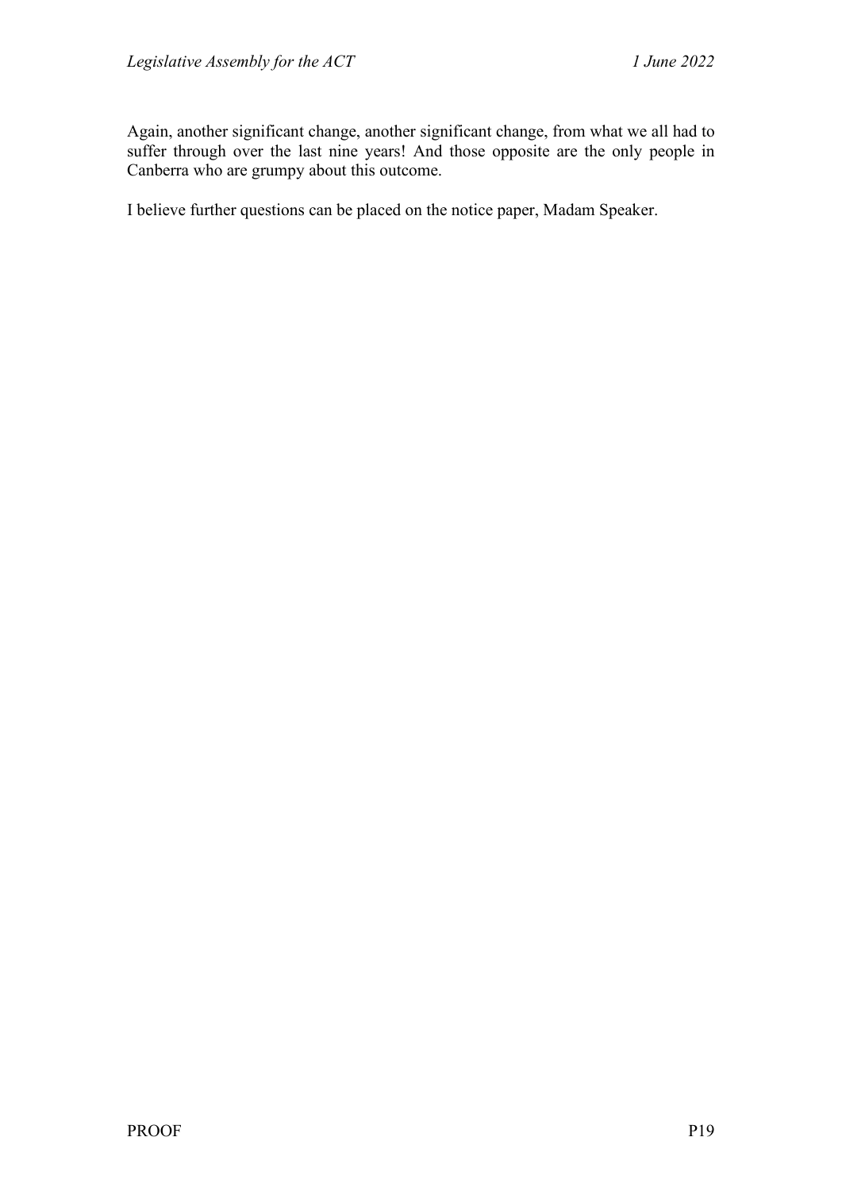Again, another significant change, another significant change, from what we all had to suffer through over the last nine years! And those opposite are the only people in Canberra who are grumpy about this outcome.

I believe further questions can be placed on the notice paper, Madam Speaker.